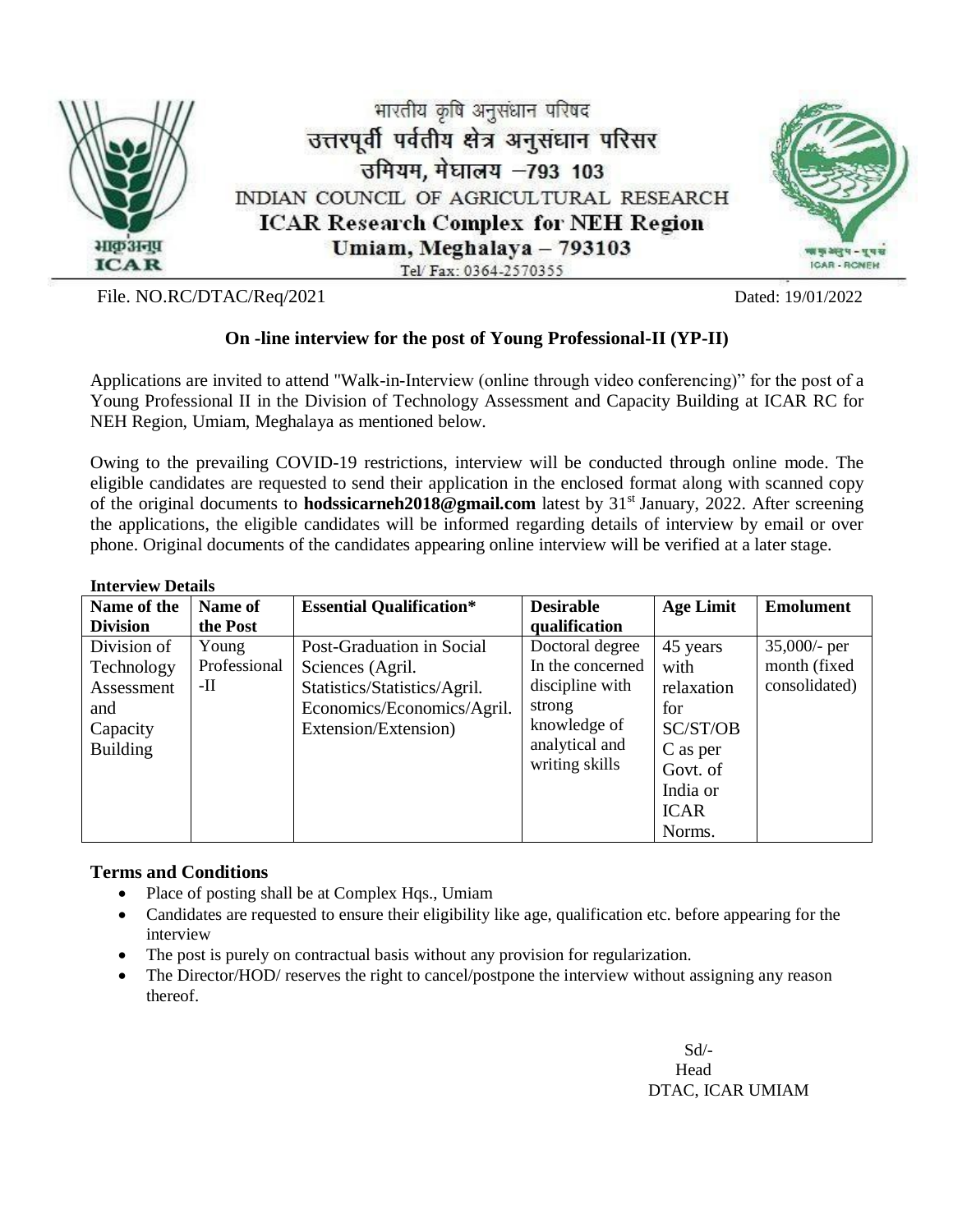भारतीय कृषि अनुसंधान परिषद
उत्तरपूर्वी पर्वतीय क्षेत्र अनुसंधान परिसर
उमियम, मेघालय –793 103

INDIAN COUNCIL OF AGRICULTURAL RESEARCH

**ICAR Research Complex for NEH Region**

**Umiam, Meghalaya – 793103**

Tel/ Fax: 0364-2570355

File. NO.RC/DTAC/Req/2021 Dated: 19/01/2022

## On -line interview for the post of Young Professional-II (YP-II)

Applications are invited to attend "Walk-in-Interview (online through video conferencing)" for the post of a Young Professional II in the Division of Technology Assessment and Capacity Building at ICAR RC for NEH Region, Umiam, Meghalaya as mentioned below.

Owing to the prevailing COVID-19 restrictions, interview will be conducted through online mode. The eligible candidates are requested to send their application in the enclosed format along with scanned copy of the original documents to **hodssicarneh2018@gmail.com** latest by 31st January, 2022. After screening the applications, the eligible candidates will be informed regarding details of interview by email or over phone. Original documents of the candidates appearing online interview will be verified at a later stage.

**Interview Details**

| Name of the Division | Name of the Post | Essential Qualification* | Desirable qualification | Age Limit | Emolument |
|---|---|---|---|---|---|
| Division of Technology Assessment and Capacity Building | Young Professional -II | Post-Graduation in Social Sciences (Agril. Statistics/Statistics/Agril. Economics/Economics/Agril. Extension/Extension) | Doctoral degree In the concerned discipline with strong knowledge of analytical and writing skills | 45 years with relaxation for SC/ST/OBC as per Govt. of India or ICAR Norms. | 35,000/- per month (fixed consolidated) |

### Terms and Conditions

- Place of posting shall be at Complex Hqs., Umiam
- Candidates are requested to ensure their eligibility like age, qualification etc. before appearing for the interview
- The post is purely on contractual basis without any provision for regularization.
- The Director/HOD/ reserves the right to cancel/postpone the interview without assigning any reason thereof.

Sd/-
Head
DTAC, ICAR UMIAM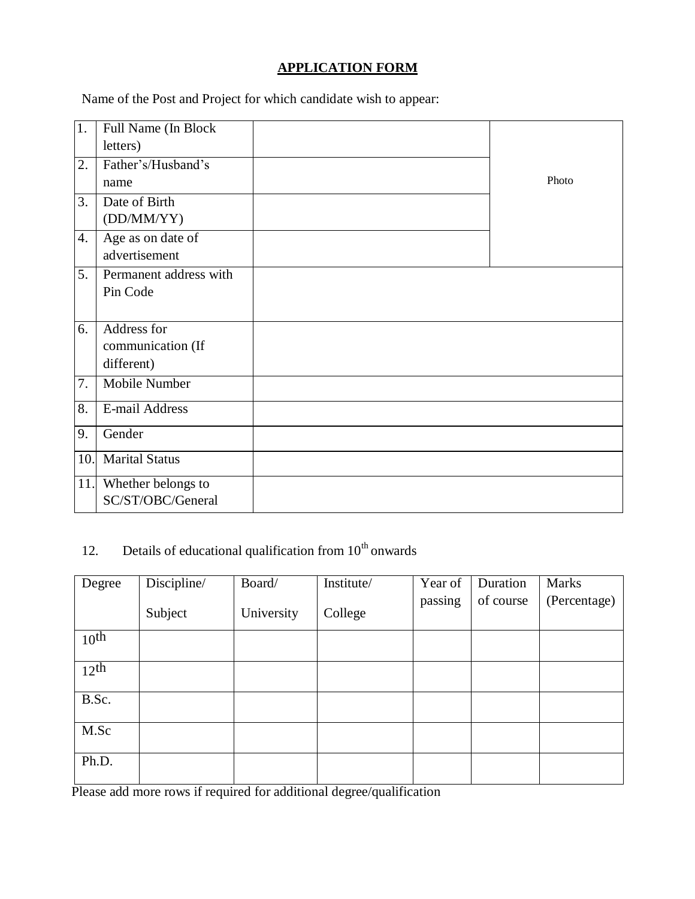# APPLICATION FORM

Name of the Post and Project for which candidate wish to appear:

| | | | |
|---|---|---|---|
| 1. | Full Name (In Block letters) | | Photo |
| 2. | Father's/Husband's name | | |
| 3. | Date of Birth (DD/MM/YY) | | |
| 4. | Age as on date of advertisement | | |
| 5. | Permanent address with Pin Code | | |
| 6. | Address for communication (If different) | | |
| 7. | Mobile Number | | |
| 8. | E-mail Address | | |
| 9. | Gender | | |
| 10. | Marital Status | | |
| 11. | Whether belongs to SC/ST/OBC/General | | |

12. Details of educational qualification from 10th onwards

| Degree | Discipline/ Subject | Board/ University | Institute/ College | Year of passing | Duration of course | Marks (Percentage) |
|---|---|---|---|---|---|---|
| 10th | | | | | | |
| 12th | | | | | | |
| B.Sc. | | | | | | |
| M.Sc | | | | | | |
| Ph.D. | | | | | | |

Please add more rows if required for additional degree/qualification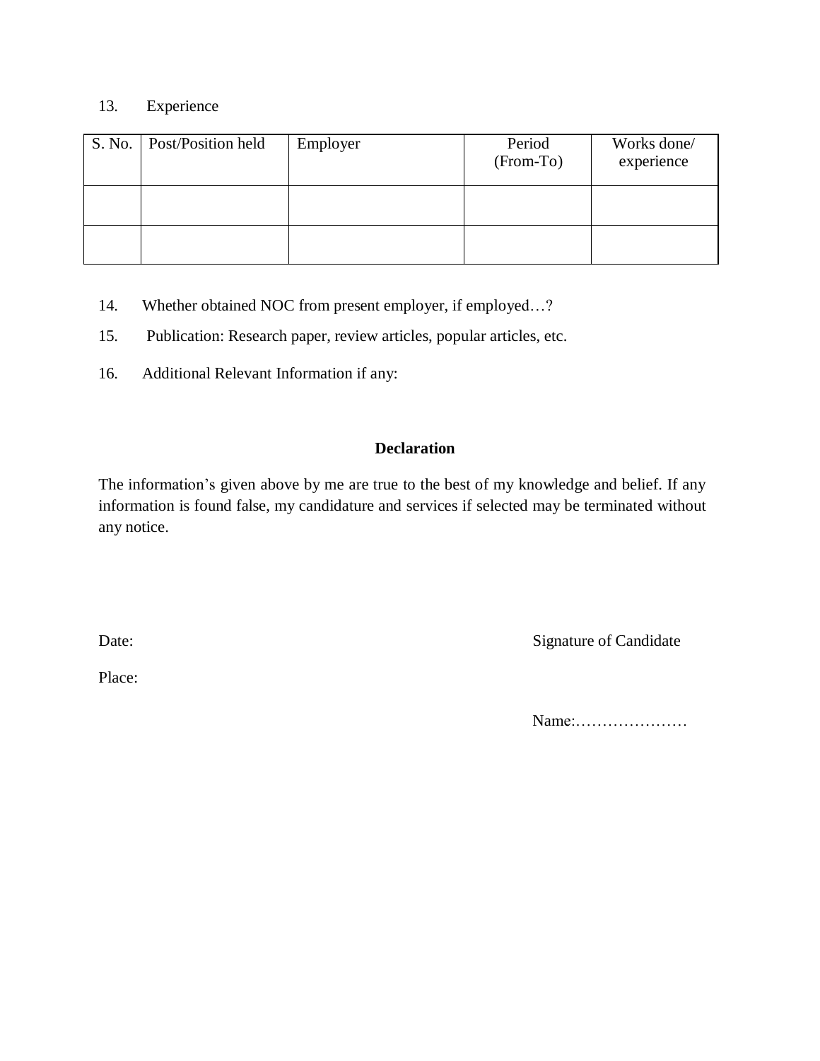13. Experience

| S. No. | Post/Position held | Employer | Period (From-To) | Works done/ experience |
|---|---|---|---|---|
| | | | | |
| | | | | |

14. Whether obtained NOC from present employer, if employed…?

15. Publication: Research paper, review articles, popular articles, etc.

16. Additional Relevant Information if any:

**Declaration**

The information's given above by me are true to the best of my knowledge and belief. If any information is found false, my candidature and services if selected may be terminated without any notice.

Date: Signature of Candidate

Place:

Name:…………………